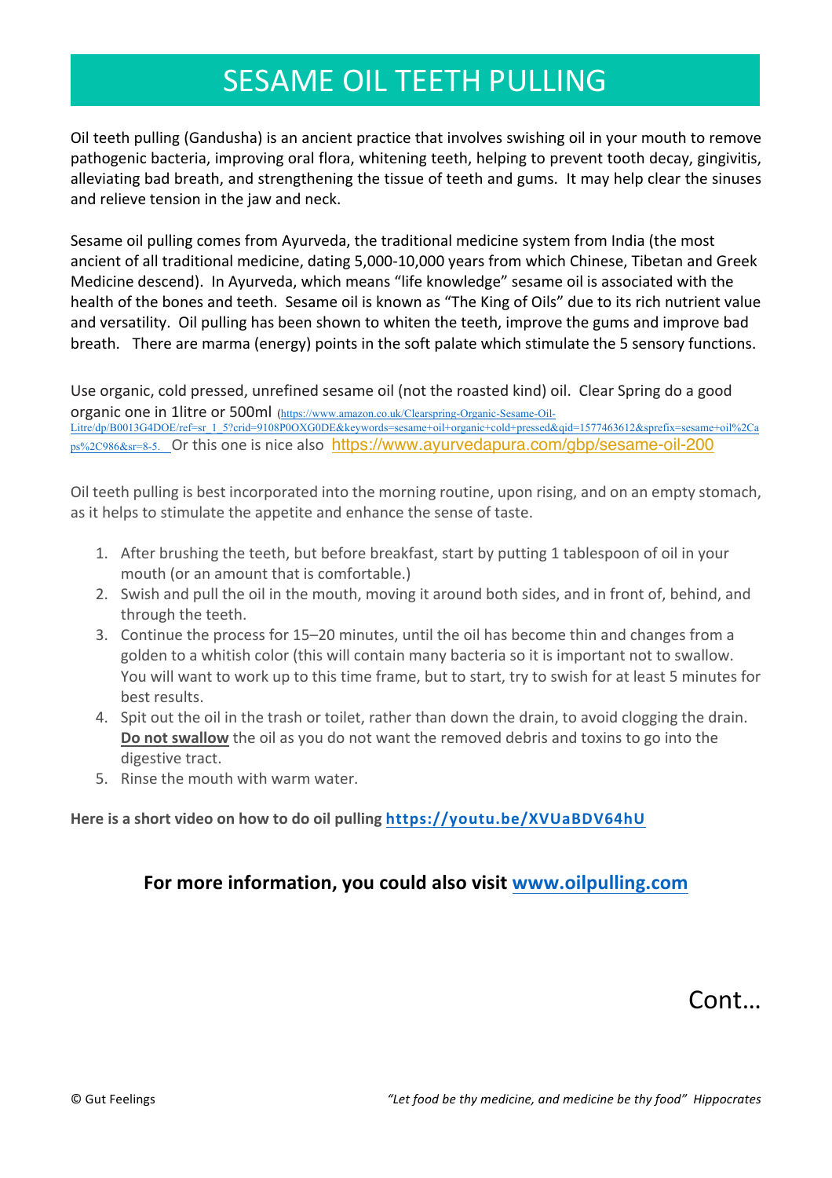# SESAME OIL TEETH PULLING

Oil teeth pulling (Gandusha) is an ancient practice that involves swishing oil in your mouth to remove pathogenic bacteria, improving oral flora, whitening teeth, helping to prevent tooth decay, gingivitis, alleviating bad breath, and strengthening the tissue of teeth and gums. It may help clear the sinuses and relieve tension in the jaw and neck.

Sesame oil pulling comes from Ayurveda, the traditional medicine system from India (the most ancient of all traditional medicine, dating 5,000-10,000 years from which Chinese, Tibetan and Greek Medicine descend). In Ayurveda, which means "life knowledge" sesame oil is associated with the health of the bones and teeth. Sesame oil is known as "The King of Oils" due to its rich nutrient value and versatility. Oil pulling has been shown to whiten the teeth, improve the gums and improve bad breath. There are marma (energy) points in the soft palate which stimulate the 5 sensory functions.

Use organic, cold pressed, unrefined sesame oil (not the roasted kind) oil. Clear Spring do a good organic one in 1litre or 500ml (https://www.amazon.co.uk/Clearspring-Organic-Sesame-Oil-Litre/dp/B0013G4DOE/ref=sr_1_5?crid=9108P0OXG0DE&keywords=sesame+oil+organic+cold+pressed&qid=1577463612&sprefix=sesame+oil%2Caps%2C986&sr=8-5. Or this one is nice also https://www.ayurvedapura.com/gbp/sesame-oil-200

Oil teeth pulling is best incorporated into the morning routine, upon rising, and on an empty stomach, as it helps to stimulate the appetite and enhance the sense of taste.

1. After brushing the teeth, but before breakfast, start by putting 1 tablespoon of oil in your mouth (or an amount that is comfortable.)
2. Swish and pull the oil in the mouth, moving it around both sides, and in front of, behind, and through the teeth.
3. Continue the process for 15–20 minutes, until the oil has become thin and changes from a golden to a whitish color (this will contain many bacteria so it is important not to swallow. You will want to work up to this time frame, but to start, try to swish for at least 5 minutes for best results.
4. Spit out the oil in the trash or toilet, rather than down the drain, to avoid clogging the drain. **Do not swallow** the oil as you do not want the removed debris and toxins to go into the digestive tract.
5. Rinse the mouth with warm water.

**Here is a short video on how to do oil pulling https://youtu.be/XVUaBDV64hU**

**For more information, you could also visit www.oilpulling.com**

Cont…

© Gut Feelings *"Let food be thy medicine, and medicine be thy food" Hippocrates*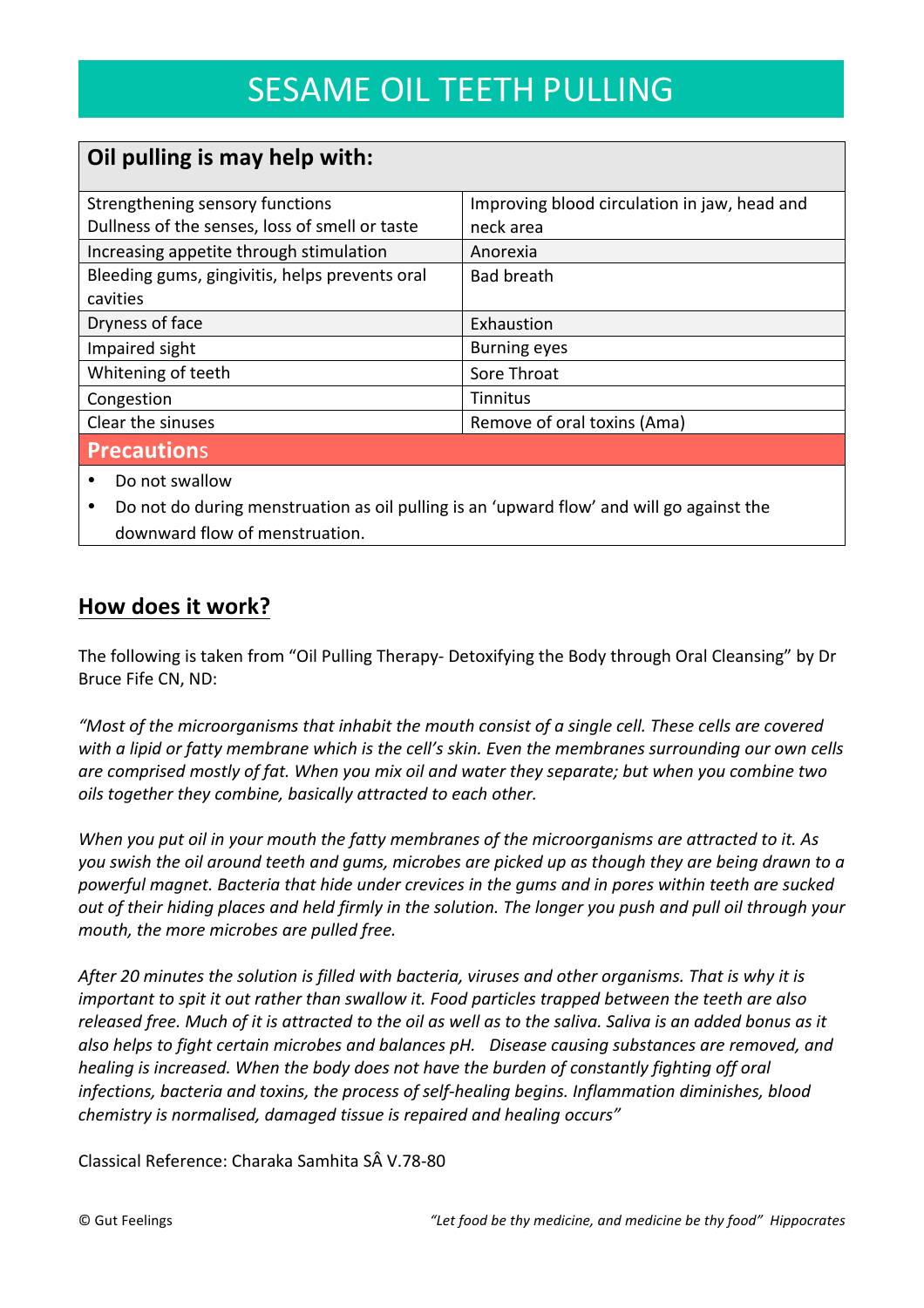# SESAME OIL TEETH PULLING

| Oil pulling is may help with: | |
|---|---|
| Strengthening sensory functions<br>Dullness of the senses, loss of smell or taste | Improving blood circulation in jaw, head and neck area |
| Increasing appetite through stimulation | Anorexia |
| Bleeding gums, gingivitis, helps prevents oral cavities | Bad breath |
| Dryness of face | Exhaustion |
| Impaired sight | Burning eyes |
| Whitening of teeth | Sore Throat |
| Congestion | Tinnitus |
| Clear the sinuses | Remove of oral toxins (Ama) |

## Precautions

- Do not swallow
- Do not do during menstruation as oil pulling is an 'upward flow' and will go against the downward flow of menstruation.

## How does it work?

The following is taken from "Oil Pulling Therapy- Detoxifying the Body through Oral Cleansing" by Dr Bruce Fife CN, ND:

*"Most of the microorganisms that inhabit the mouth consist of a single cell. These cells are covered with a lipid or fatty membrane which is the cell's skin. Even the membranes surrounding our own cells are comprised mostly of fat. When you mix oil and water they separate; but when you combine two oils together they combine, basically attracted to each other.*

*When you put oil in your mouth the fatty membranes of the microorganisms are attracted to it. As you swish the oil around teeth and gums, microbes are picked up as though they are being drawn to a powerful magnet. Bacteria that hide under crevices in the gums and in pores within teeth are sucked out of their hiding places and held firmly in the solution. The longer you push and pull oil through your mouth, the more microbes are pulled free.*

*After 20 minutes the solution is filled with bacteria, viruses and other organisms. That is why it is important to spit it out rather than swallow it. Food particles trapped between the teeth are also released free. Much of it is attracted to the oil as well as to the saliva. Saliva is an added bonus as it also helps to fight certain microbes and balances pH. Disease causing substances are removed, and healing is increased. When the body does not have the burden of constantly fighting off oral infections, bacteria and toxins, the process of self-healing begins. Inflammation diminishes, blood chemistry is normalised, damaged tissue is repaired and healing occurs"*

Classical Reference: Charaka Samhita SÂ V.78-80

© Gut Feelings *"Let food be thy medicine, and medicine be thy food" Hippocrates*